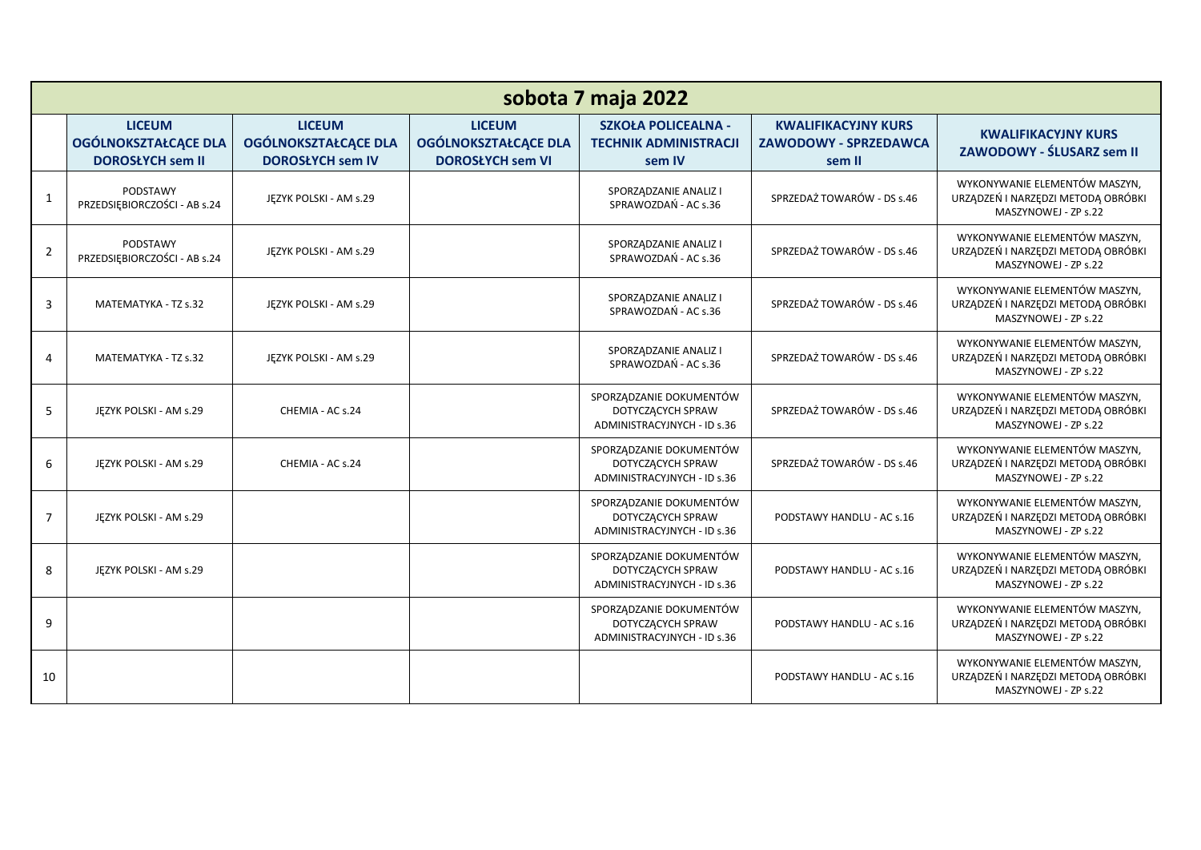# sobota 7 maja 2022

| | LICEUM OGÓLNOKSZTAŁCĄCE DLA DOROSŁYCH sem II | LICEUM OGÓLNOKSZTAŁCĄCE DLA DOROSŁYCH sem IV | LICEUM OGÓLNOKSZTAŁCĄCE DLA DOROSŁYCH sem VI | SZKOŁA POLICEALNA - TECHNIK ADMINISTRACJI sem IV | KWALIFIKACYJNY KURS ZAWODOWY - SPRZEDAWCA sem II | KWALIFIKACYJNY KURS ZAWODOWY - ŚLUSARZ sem II |
|---|---|---|---|---|---|---|
| 1 | PODSTAWY PRZEDSIĘBIORCZOŚCI - AB s.24 | JĘZYK POLSKI - AM s.29 | | SPORZĄDZANIE ANALIZ I SPRAWOZDAŃ - AC s.36 | SPRZEDAŻ TOWARÓW - DS s.46 | WYKONYWANIE ELEMENTÓW MASZYN, URZĄDZEŃ I NARZĘDZI METODĄ OBRÓBKI MASZYNOWEJ - ZP s.22 |
| 2 | PODSTAWY PRZEDSIĘBIORCZOŚCI - AB s.24 | JĘZYK POLSKI - AM s.29 | | SPORZĄDZANIE ANALIZ I SPRAWOZDAŃ - AC s.36 | SPRZEDAŻ TOWARÓW - DS s.46 | WYKONYWANIE ELEMENTÓW MASZYN, URZĄDZEŃ I NARZĘDZI METODĄ OBRÓBKI MASZYNOWEJ - ZP s.22 |
| 3 | MATEMATYKA - TZ s.32 | JĘZYK POLSKI - AM s.29 | | SPORZĄDZANIE ANALIZ I SPRAWOZDAŃ - AC s.36 | SPRZEDAŻ TOWARÓW - DS s.46 | WYKONYWANIE ELEMENTÓW MASZYN, URZĄDZEŃ I NARZĘDZI METODĄ OBRÓBKI MASZYNOWEJ - ZP s.22 |
| 4 | MATEMATYKA - TZ s.32 | JĘZYK POLSKI - AM s.29 | | SPORZĄDZANIE ANALIZ I SPRAWOZDAŃ - AC s.36 | SPRZEDAŻ TOWARÓW - DS s.46 | WYKONYWANIE ELEMENTÓW MASZYN, URZĄDZEŃ I NARZĘDZI METODĄ OBRÓBKI MASZYNOWEJ - ZP s.22 |
| 5 | JĘZYK POLSKI - AM s.29 | CHEMIA - AC s.24 | | SPORZĄDZANIE DOKUMENTÓW DOTYCZĄCYCH SPRAW ADMINISTRACYJNYCH - ID s.36 | SPRZEDAŻ TOWARÓW - DS s.46 | WYKONYWANIE ELEMENTÓW MASZYN, URZĄDZEŃ I NARZĘDZI METODĄ OBRÓBKI MASZYNOWEJ - ZP s.22 |
| 6 | JĘZYK POLSKI - AM s.29 | CHEMIA - AC s.24 | | SPORZĄDZANIE DOKUMENTÓW DOTYCZĄCYCH SPRAW ADMINISTRACYJNYCH - ID s.36 | SPRZEDAŻ TOWARÓW - DS s.46 | WYKONYWANIE ELEMENTÓW MASZYN, URZĄDZEŃ I NARZĘDZI METODĄ OBRÓBKI MASZYNOWEJ - ZP s.22 |
| 7 | JĘZYK POLSKI - AM s.29 | | | SPORZĄDZANIE DOKUMENTÓW DOTYCZĄCYCH SPRAW ADMINISTRACYJNYCH - ID s.36 | PODSTAWY HANDLU - AC s.16 | WYKONYWANIE ELEMENTÓW MASZYN, URZĄDZEŃ I NARZĘDZI METODĄ OBRÓBKI MASZYNOWEJ - ZP s.22 |
| 8 | JĘZYK POLSKI - AM s.29 | | | SPORZĄDZANIE DOKUMENTÓW DOTYCZĄCYCH SPRAW ADMINISTRACYJNYCH - ID s.36 | PODSTAWY HANDLU - AC s.16 | WYKONYWANIE ELEMENTÓW MASZYN, URZĄDZEŃ I NARZĘDZI METODĄ OBRÓBKI MASZYNOWEJ - ZP s.22 |
| 9 | | | | SPORZĄDZANIE DOKUMENTÓW DOTYCZĄCYCH SPRAW ADMINISTRACYJNYCH - ID s.36 | PODSTAWY HANDLU - AC s.16 | WYKONYWANIE ELEMENTÓW MASZYN, URZĄDZEŃ I NARZĘDZI METODĄ OBRÓBKI MASZYNOWEJ - ZP s.22 |
| 10 | | | | | PODSTAWY HANDLU - AC s.16 | WYKONYWANIE ELEMENTÓW MASZYN, URZĄDZEŃ I NARZĘDZI METODĄ OBRÓBKI MASZYNOWEJ - ZP s.22 |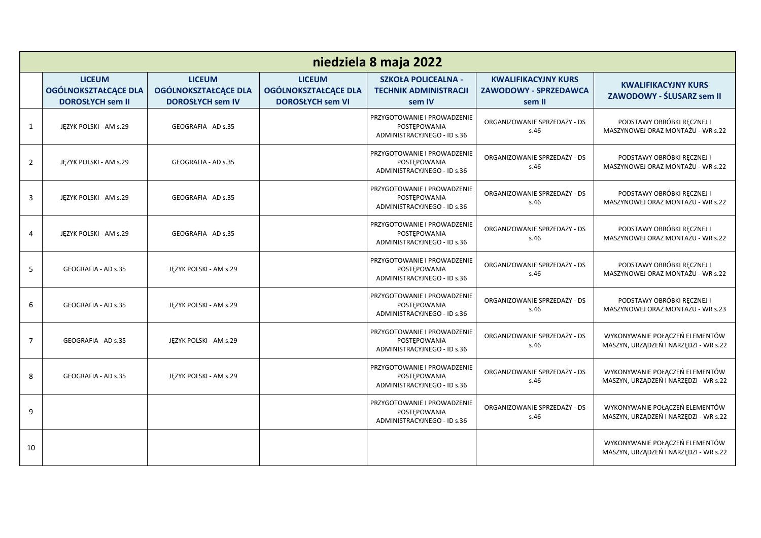| niedziela 8 maja 2022 | | | | | | |
|---|---|---|---|---|---|---|
| | **LICEUM OGÓLNOKSZTAŁCĄCE DLA DOROSŁYCH sem II** | **LICEUM OGÓLNOKSZTAŁCĄCE DLA DOROSŁYCH sem IV** | **LICEUM OGÓLNOKSZTAŁCĄCE DLA DOROSŁYCH sem VI** | **SZKOŁA POLICEALNA - TECHNIK ADMINISTRACJI sem IV** | **KWALIFIKACYJNY KURS ZAWODOWY - SPRZEDAWCA sem II** | **KWALIFIKACYJNY KURS ZAWODOWY - ŚLUSARZ sem II** |
| 1 | JĘZYK POLSKI - AM s.29 | GEOGRAFIA - AD s.35 | | PRZYGOTOWANIE I PROWADZENIE POSTĘPOWANIA ADMINISTRACYJNEGO - ID s.36 | ORGANIZOWANIE SPRZEDAŻY - DS s.46 | PODSTAWY OBRÓBKI RĘCZNEJ I MASZYNOWEJ ORAZ MONTAŻU - WR s.22 |
| 2 | JĘZYK POLSKI - AM s.29 | GEOGRAFIA - AD s.35 | | PRZYGOTOWANIE I PROWADZENIE POSTĘPOWANIA ADMINISTRACYJNEGO - ID s.36 | ORGANIZOWANIE SPRZEDAŻY - DS s.46 | PODSTAWY OBRÓBKI RĘCZNEJ I MASZYNOWEJ ORAZ MONTAŻU - WR s.22 |
| 3 | JĘZYK POLSKI - AM s.29 | GEOGRAFIA - AD s.35 | | PRZYGOTOWANIE I PROWADZENIE POSTĘPOWANIA ADMINISTRACYJNEGO - ID s.36 | ORGANIZOWANIE SPRZEDAŻY - DS s.46 | PODSTAWY OBRÓBKI RĘCZNEJ I MASZYNOWEJ ORAZ MONTAŻU - WR s.22 |
| 4 | JĘZYK POLSKI - AM s.29 | GEOGRAFIA - AD s.35 | | PRZYGOTOWANIE I PROWADZENIE POSTĘPOWANIA ADMINISTRACYJNEGO - ID s.36 | ORGANIZOWANIE SPRZEDAŻY - DS s.46 | PODSTAWY OBRÓBKI RĘCZNEJ I MASZYNOWEJ ORAZ MONTAŻU - WR s.22 |
| 5 | GEOGRAFIA - AD s.35 | JĘZYK POLSKI - AM s.29 | | PRZYGOTOWANIE I PROWADZENIE POSTĘPOWANIA ADMINISTRACYJNEGO - ID s.36 | ORGANIZOWANIE SPRZEDAŻY - DS s.46 | PODSTAWY OBRÓBKI RĘCZNEJ I MASZYNOWEJ ORAZ MONTAŻU - WR s.22 |
| 6 | GEOGRAFIA - AD s.35 | JĘZYK POLSKI - AM s.29 | | PRZYGOTOWANIE I PROWADZENIE POSTĘPOWANIA ADMINISTRACYJNEGO - ID s.36 | ORGANIZOWANIE SPRZEDAŻY - DS s.46 | PODSTAWY OBRÓBKI RĘCZNEJ I MASZYNOWEJ ORAZ MONTAŻU - WR s.23 |
| 7 | GEOGRAFIA - AD s.35 | JĘZYK POLSKI - AM s.29 | | PRZYGOTOWANIE I PROWADZENIE POSTĘPOWANIA ADMINISTRACYJNEGO - ID s.36 | ORGANIZOWANIE SPRZEDAŻY - DS s.46 | WYKONYWANIE POŁĄCZEŃ ELEMENTÓW MASZYN, URZĄDZEŃ I NARZĘDZI - WR s.22 |
| 8 | GEOGRAFIA - AD s.35 | JĘZYK POLSKI - AM s.29 | | PRZYGOTOWANIE I PROWADZENIE POSTĘPOWANIA ADMINISTRACYJNEGO - ID s.36 | ORGANIZOWANIE SPRZEDAŻY - DS s.46 | WYKONYWANIE POŁĄCZEŃ ELEMENTÓW MASZYN, URZĄDZEŃ I NARZĘDZI - WR s.22 |
| 9 | | | | PRZYGOTOWANIE I PROWADZENIE POSTĘPOWANIA ADMINISTRACYJNEGO - ID s.36 | ORGANIZOWANIE SPRZEDAŻY - DS s.46 | WYKONYWANIE POŁĄCZEŃ ELEMENTÓW MASZYN, URZĄDZEŃ I NARZĘDZI - WR s.22 |
| 10 | | | | | | WYKONYWANIE POŁĄCZEŃ ELEMENTÓW MASZYN, URZĄDZEŃ I NARZĘDZI - WR s.22 |